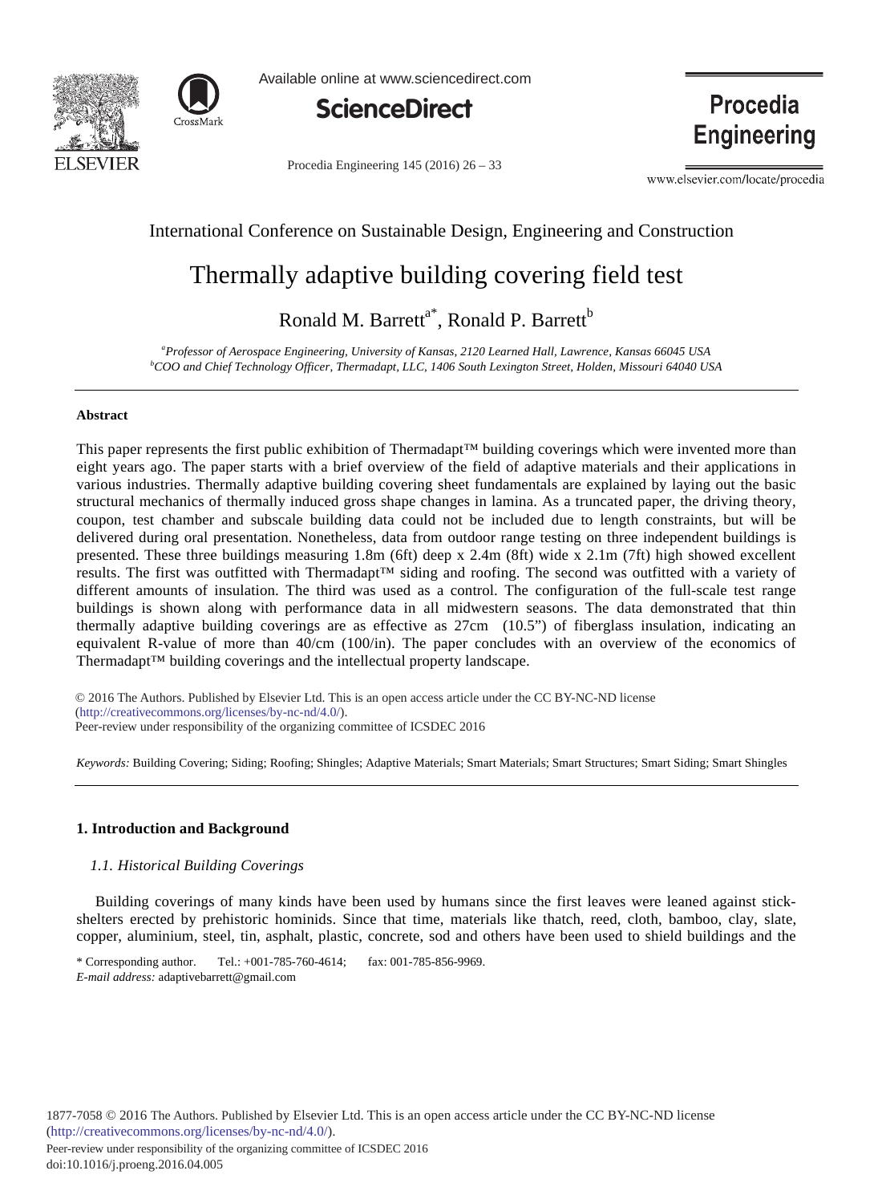International Conference on Sustainable Design, Engineering and Construction

# Thermally adaptive building covering field test

Ronald M. Barrett[a*], Ronald P. Barrett[b]

[a]*Professor of Aerospace Engineering, University of Kansas, 2120 Learned Hall, Lawrence, Kansas 66045 USA*
[b]*COO and Chief Technology Officer, Thermadapt, LLC, 1406 South Lexington Street, Holden, Missouri 64040 USA*

---

### Abstract

This paper represents the first public exhibition of Thermadapt™ building coverings which were invented more than eight years ago. The paper starts with a brief overview of the field of adaptive materials and their applications in various industries. Thermally adaptive building covering sheet fundamentals are explained by laying out the basic structural mechanics of thermally induced gross shape changes in lamina. As a truncated paper, the driving theory, coupon, test chamber and subscale building data could not be included due to length constraints, but will be delivered during oral presentation. Nonetheless, data from outdoor range testing on three independent buildings is presented. These three buildings measuring 1.8m (6ft) deep x 2.4m (8ft) wide x 2.1m (7ft) high showed excellent results. The first was outfitted with Thermadapt™ siding and roofing. The second was outfitted with a variety of different amounts of insulation. The third was used as a control. The configuration of the full-scale test range buildings is shown along with performance data in all midwestern seasons. The data demonstrated that thin thermally adaptive building coverings are as effective as 27cm (10.5") of fiberglass insulation, indicating an equivalent R-value of more than 40/cm (100/in). The paper concludes with an overview of the economics of Thermadapt™ building coverings and the intellectual property landscape.

© 2016 The Authors. Published by Elsevier Ltd. This is an open access article under the CC BY-NC-ND license (http://creativecommons.org/licenses/by-nc-nd/4.0/).
Peer-review under responsibility of the organizing committee of ICSDEC 2016

*Keywords:* Building Covering; Siding; Roofing; Shingles; Adaptive Materials; Smart Materials; Smart Structures; Smart Siding; Smart Shingles

---

## 1. Introduction and Background

### *1.1. Historical Building Coverings*

Building coverings of many kinds have been used by humans since the first leaves were leaned against stick-shelters erected by prehistoric hominids. Since that time, materials like thatch, reed, cloth, bamboo, clay, slate, copper, aluminium, steel, tin, asphalt, plastic, concrete, sod and others have been used to shield buildings and the

\* Corresponding author. Tel.: +001-785-760-4614; fax: 001-785-856-9969.
*E-mail address:* adaptivebarrett@gmail.com

1877-7058 © 2016 The Authors. Published by Elsevier Ltd. This is an open access article under the CC BY-NC-ND license (http://creativecommons.org/licenses/by-nc-nd/4.0/).
Peer-review under responsibility of the organizing committee of ICSDEC 2016
doi:10.1016/j.proeng.2016.04.005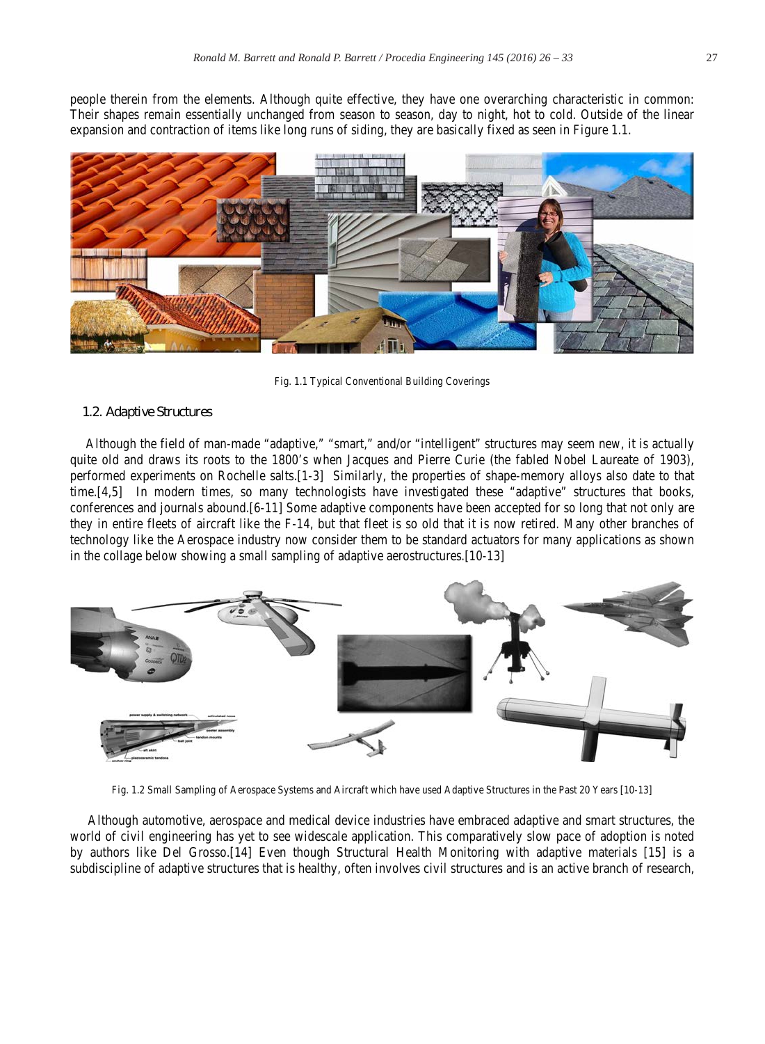people therein from the elements. Although quite effective, they have one overarching characteristic in common: Their shapes remain essentially unchanged from season to season, day to night, hot to cold. Outside of the linear expansion and contraction of items like long runs of siding, they are basically fixed as seen in Figure 1.1.

Fig. 1.1 Typical Conventional Building Coverings

### 1.2. Adaptive Structures

Although the field of man-made "adaptive," "smart," and/or "intelligent" structures may seem new, it is actually quite old and draws its roots to the 1800's when Jacques and Pierre Curie (the fabled Nobel Laureate of 1903), performed experiments on Rochelle salts.[1-3] Similarly, the properties of shape-memory alloys also date to that time.[4,5] In modern times, so many technologists have investigated these "adaptive" structures that books, conferences and journals abound.[6-11] Some adaptive components have been accepted for so long that not only are they in entire fleets of aircraft like the F-14, but that fleet is so old that it is now retired. Many other branches of technology like the Aerospace industry now consider them to be standard actuators for many applications as shown in the collage below showing a small sampling of adaptive aerostructures.[10-13]

Fig. 1.2 Small Sampling of Aerospace Systems and Aircraft which have used Adaptive Structures in the Past 20 Years [10-13]

Although automotive, aerospace and medical device industries have embraced adaptive and smart structures, the world of civil engineering has yet to see widescale application. This comparatively slow pace of adoption is noted by authors like Del Grosso.[14] Even though Structural Health Monitoring with adaptive materials [15] is a subdiscipline of adaptive structures that is healthy, often involves civil structures and is an active branch of research,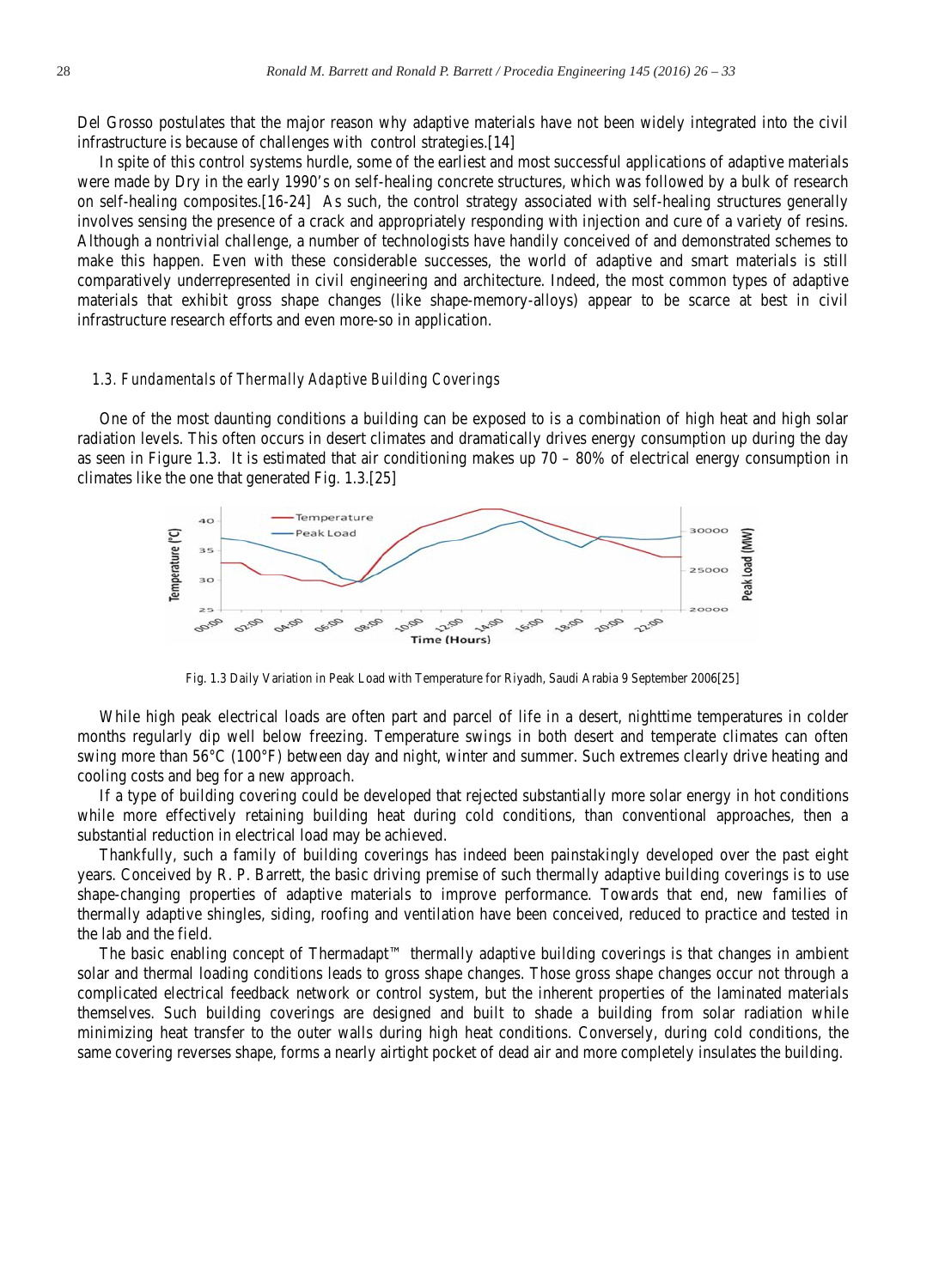Del Grosso postulates that the major reason why adaptive materials have not been widely integrated into the civil infrastructure is because of challenges with control strategies.[14]

In spite of this control systems hurdle, some of the earliest and most successful applications of adaptive materials were made by Dry in the early 1990's on self-healing concrete structures, which was followed by a bulk of research on self-healing composites.[16-24] As such, the control strategy associated with self-healing structures generally involves sensing the presence of a crack and appropriately responding with injection and cure of a variety of resins. Although a nontrivial challenge, a number of technologists have handily conceived of and demonstrated schemes to make this happen. Even with these considerable successes, the world of adaptive and smart materials is still comparatively underrepresented in civil engineering and architecture. Indeed, the most common types of adaptive materials that exhibit gross shape changes (like shape-memory-alloys) appear to be scarce at best in civil infrastructure research efforts and even more-so in application.

### *1.3. Fundamentals of Thermally Adaptive Building Coverings*

One of the most daunting conditions a building can be exposed to is a combination of high heat and high solar radiation levels. This often occurs in desert climates and dramatically drives energy consumption up during the day as seen in Figure 1.3. It is estimated that air conditioning makes up 70 – 80% of electrical energy consumption in climates like the one that generated Fig. 1.3.[25]

Fig. 1.3 Daily Variation in Peak Load with Temperature for Riyadh, Saudi Arabia 9 September 2006[25]

While high peak electrical loads are often part and parcel of life in a desert, nighttime temperatures in colder months regularly dip well below freezing. Temperature swings in both desert and temperate climates can often swing more than 56°C (100°F) between day and night, winter and summer. Such extremes clearly drive heating and cooling costs and beg for a new approach.

If a type of building covering could be developed that rejected substantially more solar energy in hot conditions while more effectively retaining building heat during cold conditions, than conventional approaches, then a substantial reduction in electrical load may be achieved.

Thankfully, such a family of building coverings has indeed been painstakingly developed over the past eight years. Conceived by R. P. Barrett, the basic driving premise of such thermally adaptive building coverings is to use shape-changing properties of adaptive materials to improve performance. Towards that end, new families of thermally adaptive shingles, siding, roofing and ventilation have been conceived, reduced to practice and tested in the lab and the field.

The basic enabling concept of Thermadapt™ thermally adaptive building coverings is that changes in ambient solar and thermal loading conditions leads to gross shape changes. Those gross shape changes occur not through a complicated electrical feedback network or control system, but the inherent properties of the laminated materials themselves. Such building coverings are designed and built to shade a building from solar radiation while minimizing heat transfer to the outer walls during high heat conditions. Conversely, during cold conditions, the same covering reverses shape, forms a nearly airtight pocket of dead air and more completely insulates the building.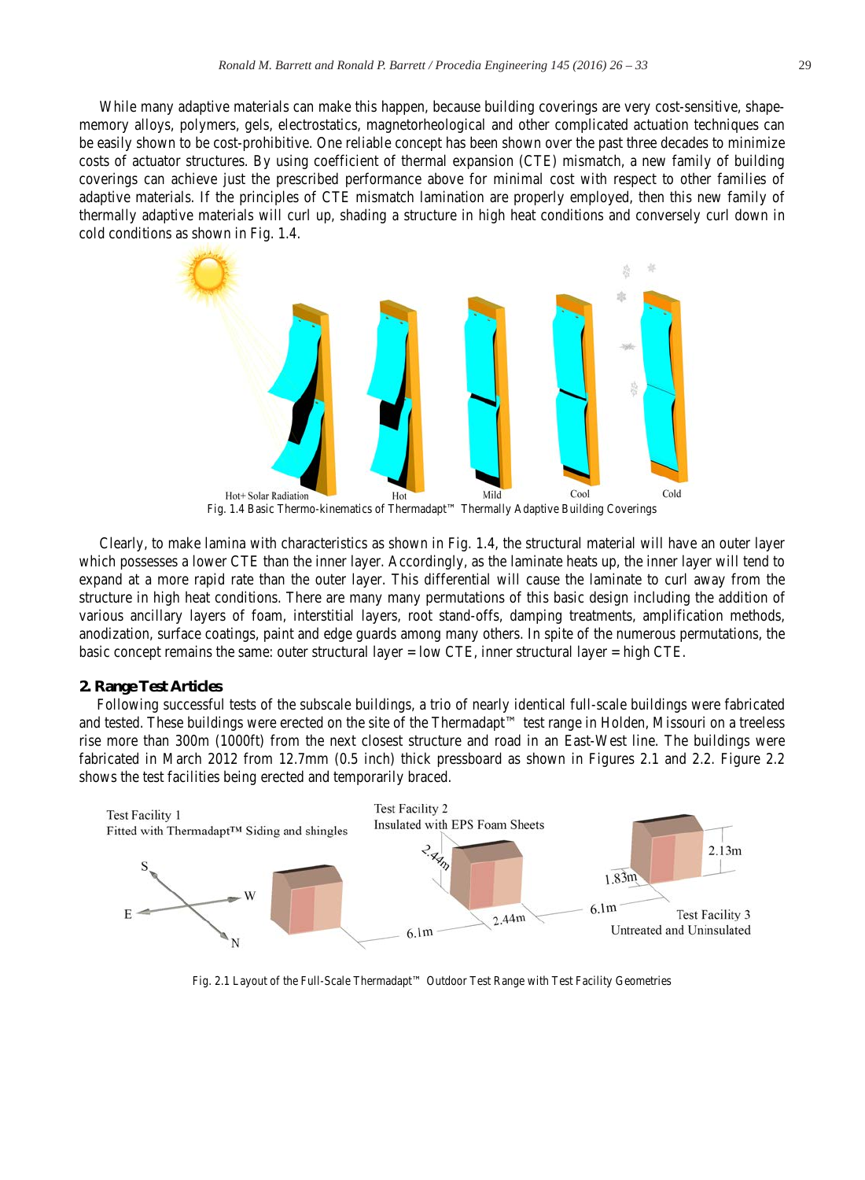While many adaptive materials can make this happen, because building coverings are very cost-sensitive, shape-memory alloys, polymers, gels, electrostatics, magnetorheological and other complicated actuation techniques can be easily shown to be cost-prohibitive. One reliable concept has been shown over the past three decades to minimize costs of actuator structures. By using coefficient of thermal expansion (CTE) mismatch, a new family of building coverings can achieve just the prescribed performance above for minimal cost with respect to other families of adaptive materials. If the principles of CTE mismatch lamination are properly employed, then this new family of thermally adaptive materials will curl up, shading a structure in high heat conditions and conversely curl down in cold conditions as shown in Fig. 1.4.

Hot+ Solar Radiation    Hot    Mild    Cool    Cold

Fig. 1.4 Basic Thermo-kinematics of Thermadapt™ Thermally Adaptive Building Coverings

Clearly, to make lamina with characteristics as shown in Fig. 1.4, the structural material will have an outer layer which possesses a lower CTE than the inner layer. Accordingly, as the laminate heats up, the inner layer will tend to expand at a more rapid rate than the outer layer. This differential will cause the laminate to curl away from the structure in high heat conditions. There are many many permutations of this basic design including the addition of various ancillary layers of foam, interstitial layers, root stand-offs, damping treatments, amplification methods, anodization, surface coatings, paint and edge guards among many others. In spite of the numerous permutations, the basic concept remains the same: outer structural layer = low CTE, inner structural layer = high CTE.

## 2. Range Test Articles

Following successful tests of the subscale buildings, a trio of nearly identical full-scale buildings were fabricated and tested. These buildings were erected on the site of the Thermadapt™ test range in Holden, Missouri on a treeless rise more than 300m (1000ft) from the next closest structure and road in an East-West line. The buildings were fabricated in March 2012 from 12.7mm (0.5 inch) thick pressboard as shown in Figures 2.1 and 2.2. Figure 2.2 shows the test facilities being erected and temporarily braced.

Test Facility 1
Fitted with Thermadapt™ Siding and shingles

Test Facility 2
Insulated with EPS Foam Sheets

Test Facility 3
Untreated and Uninsulated

S, W, E, N; 2.44m; 2.44m; 6.1m; 6.1m; 1.83m; 2.13m

Fig. 2.1 Layout of the Full-Scale Thermadapt™ Outdoor Test Range with Test Facility Geometries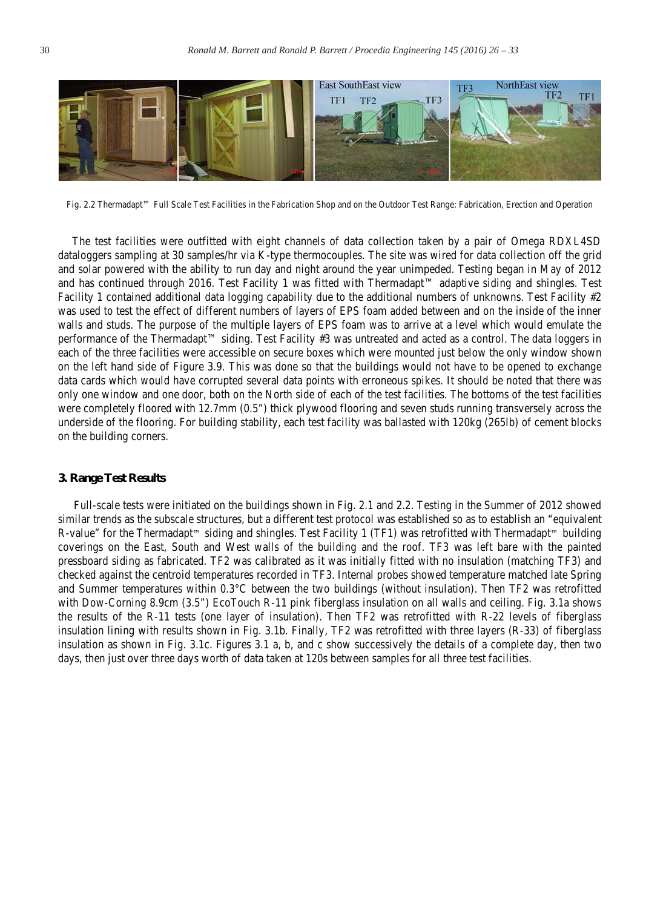Fig. 2.2 Thermadapt™ Full Scale Test Facilities in the Fabrication Shop and on the Outdoor Test Range: Fabrication, Erection and Operation

The test facilities were outfitted with eight channels of data collection taken by a pair of Omega RDXL4SD dataloggers sampling at 30 samples/hr via K-type thermocouples. The site was wired for data collection off the grid and solar powered with the ability to run day and night around the year unimpeded. Testing began in May of 2012 and has continued through 2016. Test Facility 1 was fitted with Thermadapt™ adaptive siding and shingles. Test Facility 1 contained additional data logging capability due to the additional numbers of unknowns. Test Facility #2 was used to test the effect of different numbers of layers of EPS foam added between and on the inside of the inner walls and studs. The purpose of the multiple layers of EPS foam was to arrive at a level which would emulate the performance of the Thermadapt™ siding. Test Facility #3 was untreated and acted as a control. The data loggers in each of the three facilities were accessible on secure boxes which were mounted just below the only window shown on the left hand side of Figure 3.9. This was done so that the buildings would not have to be opened to exchange data cards which would have corrupted several data points with erroneous spikes. It should be noted that there was only one window and one door, both on the North side of each of the test facilities. The bottoms of the test facilities were completely floored with 12.7mm (0.5") thick plywood flooring and seven studs running transversely across the underside of the flooring. For building stability, each test facility was ballasted with 120kg (265lb) of cement blocks on the building corners.

## 3. Range Test Results

Full-scale tests were initiated on the buildings shown in Fig. 2.1 and 2.2. Testing in the Summer of 2012 showed similar trends as the subscale structures, but a different test protocol was established so as to establish an "equivalent R-value" for the Thermadapt™ siding and shingles. Test Facility 1 (TF1) was retrofitted with Thermadapt™ building coverings on the East, South and West walls of the building and the roof. TF3 was left bare with the painted pressboard siding as fabricated. TF2 was calibrated as it was initially fitted with no insulation (matching TF3) and checked against the centroid temperatures recorded in TF3. Internal probes showed temperature matched late Spring and Summer temperatures within 0.3°C between the two buildings (without insulation). Then TF2 was retrofitted with Dow-Corning 8.9cm (3.5") EcoTouch R-11 pink fiberglass insulation on all walls and ceiling. Fig. 3.1a shows the results of the R-11 tests (one layer of insulation). Then TF2 was retrofitted with R-22 levels of fiberglass insulation lining with results shown in Fig. 3.1b. Finally, TF2 was retrofitted with three layers (R-33) of fiberglass insulation as shown in Fig. 3.1c. Figures 3.1 a, b, and c show successively the details of a complete day, then two days, then just over three days worth of data taken at 120s between samples for all three test facilities.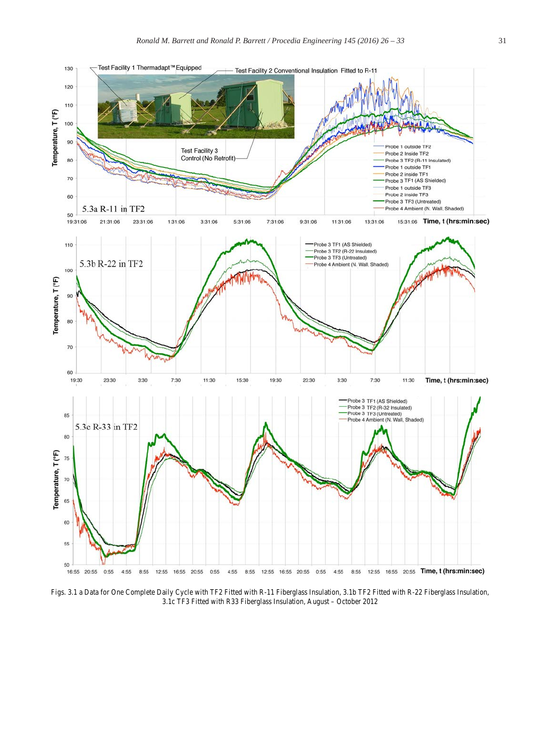Figs. 3.1 a Data for One Complete Daily Cycle with TF2 Fitted with R-11 Fiberglass Insulation, 3.1b TF2 Fitted with R-22 Fiberglass Insulation, 3.1c TF3 Fitted with R33 Fiberglass Insulation, August – October 2012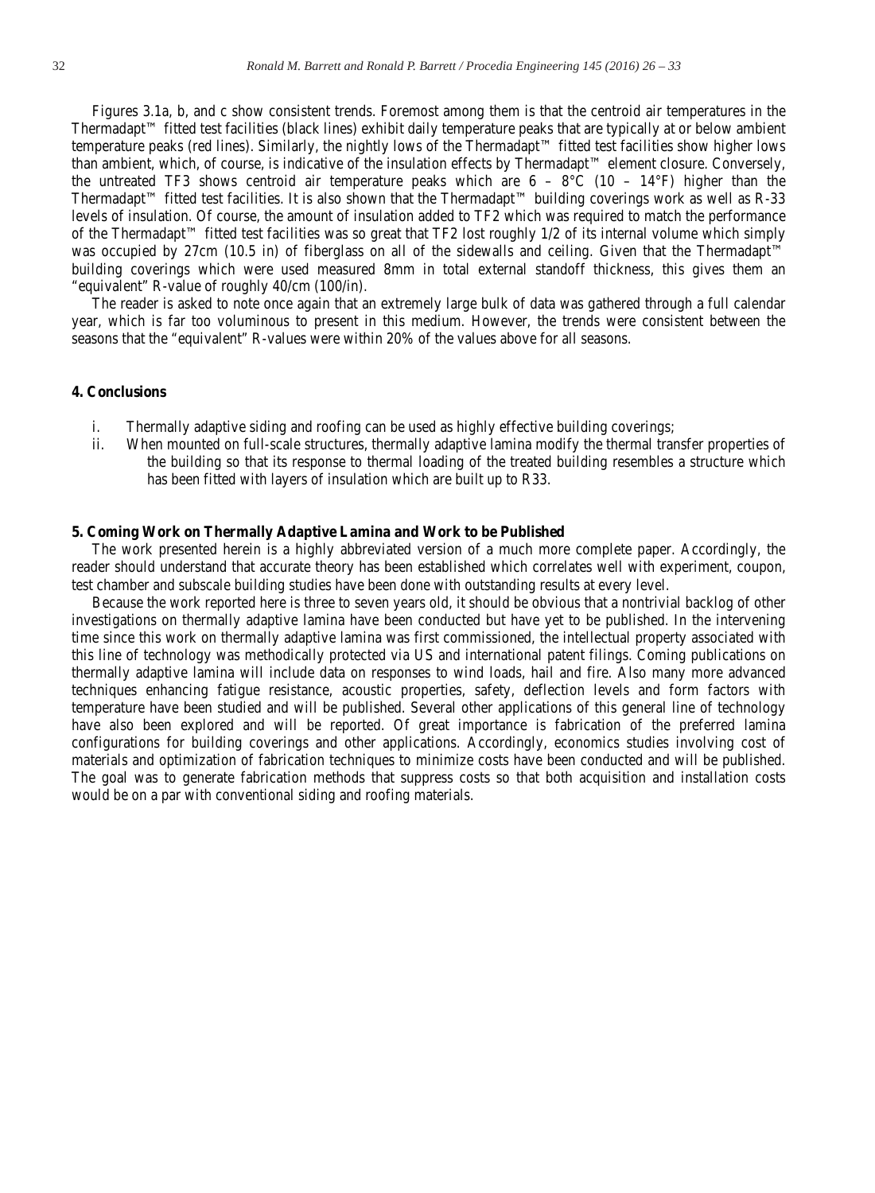Figures 3.1a, b, and c show consistent trends. Foremost among them is that the centroid air temperatures in the Thermadapt™ fitted test facilities (black lines) exhibit daily temperature peaks that are typically at or below ambient temperature peaks (red lines). Similarly, the nightly lows of the Thermadapt™ fitted test facilities show higher lows than ambient, which, of course, is indicative of the insulation effects by Thermadapt™ element closure. Conversely, the untreated TF3 shows centroid air temperature peaks which are 6 – 8°C (10 – 14°F) higher than the Thermadapt™ fitted test facilities. It is also shown that the Thermadapt™ building coverings work as well as R-33 levels of insulation. Of course, the amount of insulation added to TF2 which was required to match the performance of the Thermadapt™ fitted test facilities was so great that TF2 lost roughly 1/2 of its internal volume which simply was occupied by 27cm (10.5 in) of fiberglass on all of the sidewalls and ceiling. Given that the Thermadapt™ building coverings which were used measured 8mm in total external standoff thickness, this gives them an "equivalent" R-value of roughly 40/cm (100/in).

The reader is asked to note once again that an extremely large bulk of data was gathered through a full calendar year, which is far too voluminous to present in this medium. However, the trends were consistent between the seasons that the "equivalent" R-values were within 20% of the values above for all seasons.

## 4. Conclusions

i. Thermally adaptive siding and roofing can be used as highly effective building coverings;

ii. When mounted on full-scale structures, thermally adaptive lamina modify the thermal transfer properties of the building so that its response to thermal loading of the treated building resembles a structure which has been fitted with layers of insulation which are built up to R33.

## 5. Coming Work on Thermally Adaptive Lamina and Work to be Published

The work presented herein is a highly abbreviated version of a much more complete paper. Accordingly, the reader should understand that accurate theory has been established which correlates well with experiment, coupon, test chamber and subscale building studies have been done with outstanding results at every level.

Because the work reported here is three to seven years old, it should be obvious that a nontrivial backlog of other investigations on thermally adaptive lamina have been conducted but have yet to be published. In the intervening time since this work on thermally adaptive lamina was first commissioned, the intellectual property associated with this line of technology was methodically protected via US and international patent filings. Coming publications on thermally adaptive lamina will include data on responses to wind loads, hail and fire. Also many more advanced techniques enhancing fatigue resistance, acoustic properties, safety, deflection levels and form factors with temperature have been studied and will be published. Several other applications of this general line of technology have also been explored and will be reported. Of great importance is fabrication of the preferred lamina configurations for building coverings and other applications. Accordingly, economics studies involving cost of materials and optimization of fabrication techniques to minimize costs have been conducted and will be published. The goal was to generate fabrication methods that suppress costs so that both acquisition and installation costs would be on a par with conventional siding and roofing materials.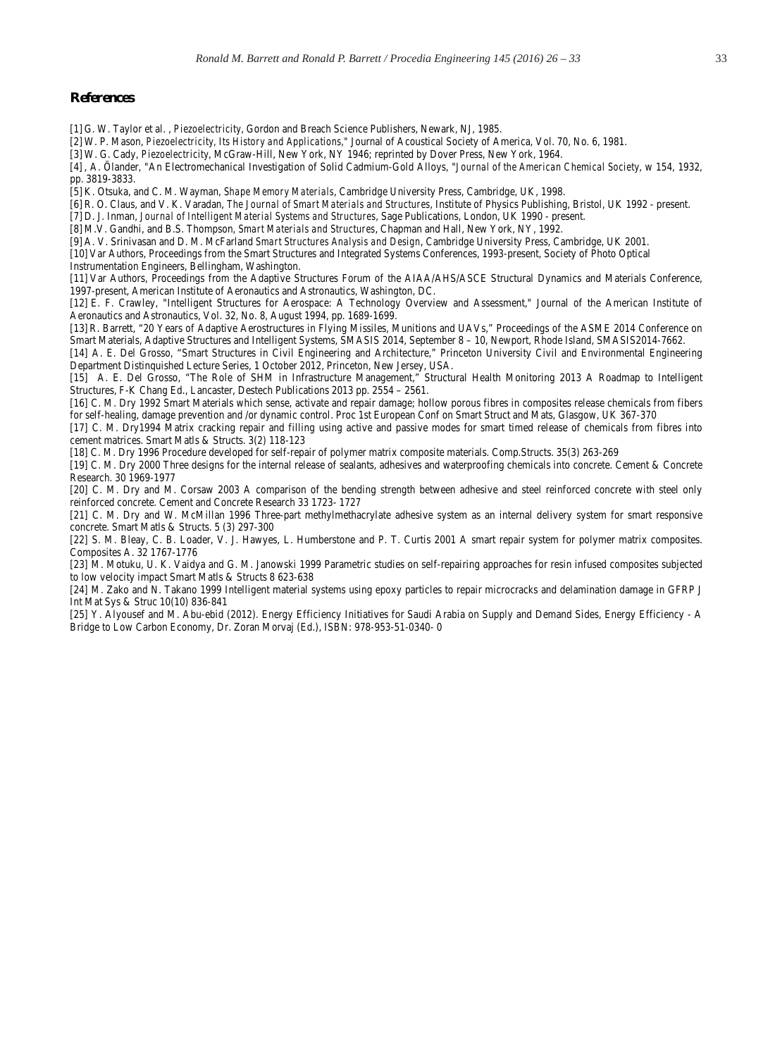## References

[1] G. W. Taylor et al. , *Piezoelectricity*, Gordon and Breach Science Publishers, Newark, NJ, 1985.

[2] W. P. Mason, *Piezoelectricity, Its History and Applications,"* Journal of Acoustical Society of America, Vol. 70, No. 6, 1981.

[3] W. G. Cady, *Piezoelectricity*, McGraw-Hill, New York, NY 1946; reprinted by Dover Press, New York, 1964.

[4] , A. Ölander, "An Electromechanical Investigation of Solid Cadmium-Gold Alloys, "*Journal of the American Chemical Society*, w 154, 1932, pp. 3819-3833.

[5] K. Otsuka, and C. M. Wayman, *Shape Memory Materials*, Cambridge University Press, Cambridge, UK, 1998.

[6] R. O. Claus, and V. K. Varadan, *The Journal of Smart Materials and Structures*, Institute of Physics Publishing, Bristol, UK 1992 - present.

[7] D. J. Inman, *Journal of Intelligent Material Systems and Structures*, Sage Publications, London, UK 1990 - present.

[8] M.V. Gandhi, and B.S. Thompson, *Smart Materials and Structures*, Chapman and Hall, New York, NY, 1992.

[9] A. V. Srinivasan and D. M. McFarland *Smart Structures Analysis and Design*, Cambridge University Press, Cambridge, UK 2001.

[10] Var Authors, Proceedings from the Smart Structures and Integrated Systems Conferences, 1993-present, Society of Photo Optical Instrumentation Engineers, Bellingham, Washington.

[11] Var Authors, Proceedings from the Adaptive Structures Forum of the AIAA/AHS/ASCE Structural Dynamics and Materials Conference, 1997-present, American Institute of Aeronautics and Astronautics, Washington, DC.

[12] E. F. Crawley, "Intelligent Structures for Aerospace: A Technology Overview and Assessment," Journal of the American Institute of Aeronautics and Astronautics, Vol. 32, No. 8, August 1994, pp. 1689-1699.

[13] R. Barrett, "20 Years of Adaptive Aerostructures in Flying Missiles, Munitions and UAVs," Proceedings of the ASME 2014 Conference on Smart Materials, Adaptive Structures and Intelligent Systems, SMASIS 2014, September 8 – 10, Newport, Rhode Island, SMASIS2014-7662.

[14] A. E. Del Grosso, "Smart Structures in Civil Engineering and Architecture," Princeton University Civil and Environmental Engineering Department Distinguished Lecture Series, 1 October 2012, Princeton, New Jersey, USA.

[15] A. E. Del Grosso, "The Role of SHM in Infrastructure Management," Structural Health Monitoring 2013 A Roadmap to Intelligent Structures, F-K Chang Ed., Lancaster, Destech Publications 2013 pp. 2554 – 2561.

[16] C. M. Dry 1992 Smart Materials which sense, activate and repair damage; hollow porous fibres in composites release chemicals from fibers for self-healing, damage prevention and /or dynamic control. Proc 1st European Conf on Smart Struct and Mats, Glasgow, UK 367-370

[17] C. M. Dry1994 Matrix cracking repair and filling using active and passive modes for smart timed release of chemicals from fibres into cement matrices. Smart Matls & Structs. 3(2) 118-123

[18] C. M. Dry 1996 Procedure developed for self-repair of polymer matrix composite materials. Comp.Structs. 35(3) 263-269

[19] C. M. Dry 2000 Three designs for the internal release of sealants, adhesives and waterproofing chemicals into concrete. Cement & Concrete Research. 30 1969-1977

[20] C. M. Dry and M. Corsaw 2003 A comparison of the bending strength between adhesive and steel reinforced concrete with steel only reinforced concrete. Cement and Concrete Research 33 1723- 1727

[21] C. M. Dry and W. McMillan 1996 Three-part methylmethacrylate adhesive system as an internal delivery system for smart responsive concrete. Smart Matls & Structs. 5 (3) 297-300

[22] S. M. Bleay, C. B. Loader, V. J. Hawyes, L. Humberstone and P. T. Curtis 2001 A smart repair system for polymer matrix composites. Composites A. 32 1767-1776

[23] M. Motuku, U. K. Vaidya and G. M. Janowski 1999 Parametric studies on self-repairing approaches for resin infused composites subjected to low velocity impact Smart Matls & Structs 8 623-638

[24] M. Zako and N. Takano 1999 Intelligent material systems using epoxy particles to repair microcracks and delamination damage in GFRP J Int Mat Sys & Struc 10(10) 836-841

[25] Y. Alyousef and M. Abu-ebid (2012). Energy Efficiency Initiatives for Saudi Arabia on Supply and Demand Sides, Energy Efficiency - A Bridge to Low Carbon Economy, Dr. Zoran Morvaj (Ed.), ISBN: 978-953-51-0340- 0